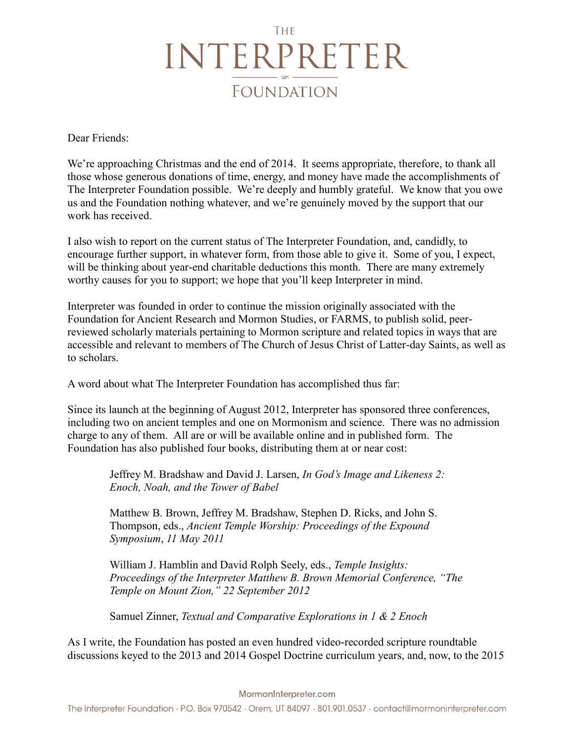# The Interpreter Foundation

Dear Friends:

We're approaching Christmas and the end of 2014. It seems appropriate, therefore, to thank all those whose generous donations of time, energy, and money have made the accomplishments of The Interpreter Foundation possible. We're deeply and humbly grateful. We know that you owe us and the Foundation nothing whatever, and we're genuinely moved by the support that our work has received.

I also wish to report on the current status of The Interpreter Foundation, and, candidly, to encourage further support, in whatever form, from those able to give it. Some of you, I expect, will be thinking about year-end charitable deductions this month. There are many extremely worthy causes for you to support; we hope that you'll keep Interpreter in mind.

Interpreter was founded in order to continue the mission originally associated with the Foundation for Ancient Research and Mormon Studies, or FARMS, to publish solid, peer-reviewed scholarly materials pertaining to Mormon scripture and related topics in ways that are accessible and relevant to members of The Church of Jesus Christ of Latter-day Saints, as well as to scholars.

A word about what The Interpreter Foundation has accomplished thus far:

Since its launch at the beginning of August 2012, Interpreter has sponsored three conferences, including two on ancient temples and one on Mormonism and science. There was no admission charge to any of them. All are or will be available online and in published form. The Foundation has also published four books, distributing them at or near cost:

> Jeffrey M. Bradshaw and David J. Larsen, *In God's Image and Likeness 2: Enoch, Noah, and the Tower of Babel*
>
> Matthew B. Brown, Jeffrey M. Bradshaw, Stephen D. Ricks, and John S. Thompson, eds., *Ancient Temple Worship: Proceedings of the Expound Symposium*, *11 May 2011*
>
> William J. Hamblin and David Rolph Seely, eds., *Temple Insights: Proceedings of the Interpreter Matthew B. Brown Memorial Conference, "The Temple on Mount Zion," 22 September 2012*
>
> Samuel Zinner, *Textual and Comparative Explorations in 1 & 2 Enoch*

As I write, the Foundation has posted an even hundred video-recorded scripture roundtable discussions keyed to the 2013 and 2014 Gospel Doctrine curriculum years, and, now, to the 2015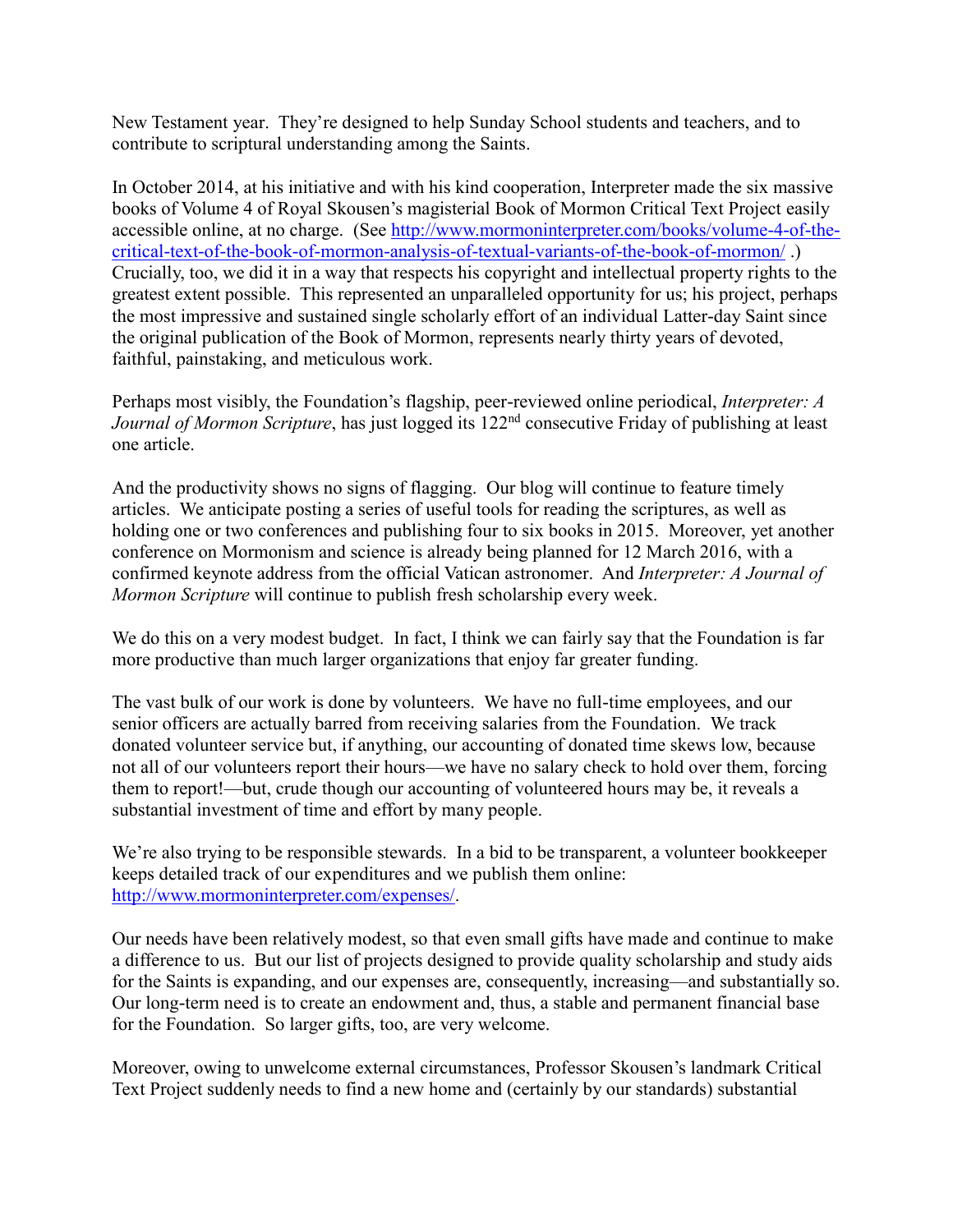New Testament year. They're designed to help Sunday School students and teachers, and to contribute to scriptural understanding among the Saints.

In October 2014, at his initiative and with his kind cooperation, Interpreter made the six massive books of Volume 4 of Royal Skousen's magisterial Book of Mormon Critical Text Project easily accessible online, at no charge. (See http://www.mormoninterpreter.com/books/volume-4-of-the-critical-text-of-the-book-of-mormon-analysis-of-textual-variants-of-the-book-of-mormon/ .) Crucially, too, we did it in a way that respects his copyright and intellectual property rights to the greatest extent possible. This represented an unparalleled opportunity for us; his project, perhaps the most impressive and sustained single scholarly effort of an individual Latter-day Saint since the original publication of the Book of Mormon, represents nearly thirty years of devoted, faithful, painstaking, and meticulous work.

Perhaps most visibly, the Foundation's flagship, peer-reviewed online periodical, *Interpreter: A Journal of Mormon Scripture*, has just logged its 122nd consecutive Friday of publishing at least one article.

And the productivity shows no signs of flagging. Our blog will continue to feature timely articles. We anticipate posting a series of useful tools for reading the scriptures, as well as holding one or two conferences and publishing four to six books in 2015. Moreover, yet another conference on Mormonism and science is already being planned for 12 March 2016, with a confirmed keynote address from the official Vatican astronomer. And *Interpreter: A Journal of Mormon Scripture* will continue to publish fresh scholarship every week.

We do this on a very modest budget. In fact, I think we can fairly say that the Foundation is far more productive than much larger organizations that enjoy far greater funding.

The vast bulk of our work is done by volunteers. We have no full-time employees, and our senior officers are actually barred from receiving salaries from the Foundation. We track donated volunteer service but, if anything, our accounting of donated time skews low, because not all of our volunteers report their hours—we have no salary check to hold over them, forcing them to report!—but, crude though our accounting of volunteered hours may be, it reveals a substantial investment of time and effort by many people.

We're also trying to be responsible stewards. In a bid to be transparent, a volunteer bookkeeper keeps detailed track of our expenditures and we publish them online: http://www.mormoninterpreter.com/expenses/.

Our needs have been relatively modest, so that even small gifts have made and continue to make a difference to us. But our list of projects designed to provide quality scholarship and study aids for the Saints is expanding, and our expenses are, consequently, increasing—and substantially so. Our long-term need is to create an endowment and, thus, a stable and permanent financial base for the Foundation. So larger gifts, too, are very welcome.

Moreover, owing to unwelcome external circumstances, Professor Skousen's landmark Critical Text Project suddenly needs to find a new home and (certainly by our standards) substantial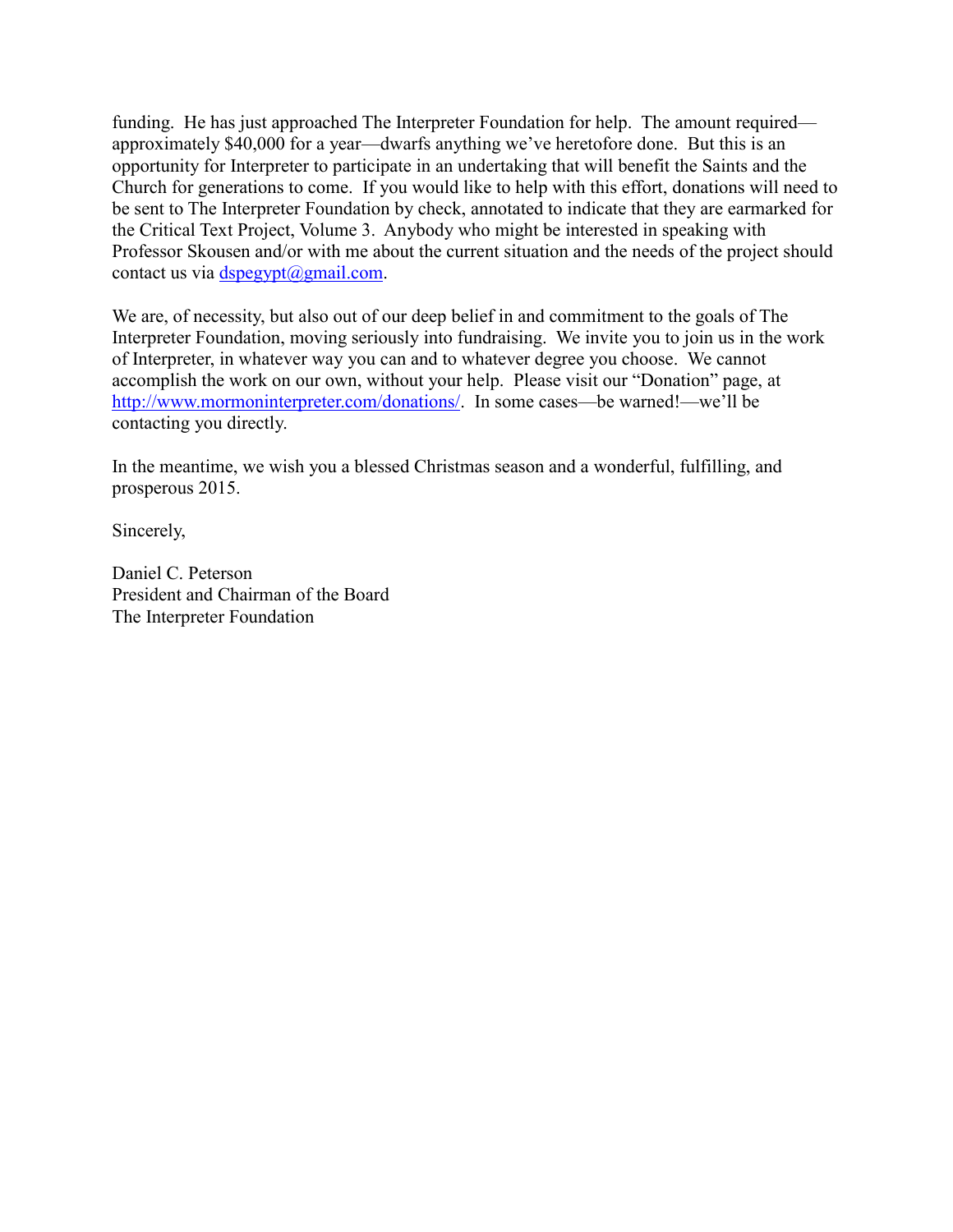funding. He has just approached The Interpreter Foundation for help. The amount required—approximately $40,000 for a year—dwarfs anything we've heretofore done. But this is an opportunity for Interpreter to participate in an undertaking that will benefit the Saints and the Church for generations to come. If you would like to help with this effort, donations will need to be sent to The Interpreter Foundation by check, annotated to indicate that they are earmarked for the Critical Text Project, Volume 3. Anybody who might be interested in speaking with Professor Skousen and/or with me about the current situation and the needs of the project should contact us via [dspegypt@gmail.com](mailto:dspegypt@gmail.com).

We are, of necessity, but also out of our deep belief in and commitment to the goals of The Interpreter Foundation, moving seriously into fundraising. We invite you to join us in the work of Interpreter, in whatever way you can and to whatever degree you choose. We cannot accomplish the work on our own, without your help. Please visit our "Donation" page, at [http://www.mormoninterpreter.com/donations/](http://www.mormoninterpreter.com/donations/). In some cases—be warned!—we'll be contacting you directly.

In the meantime, we wish you a blessed Christmas season and a wonderful, fulfilling, and prosperous 2015.

Sincerely,

Daniel C. Peterson
President and Chairman of the Board
The Interpreter Foundation